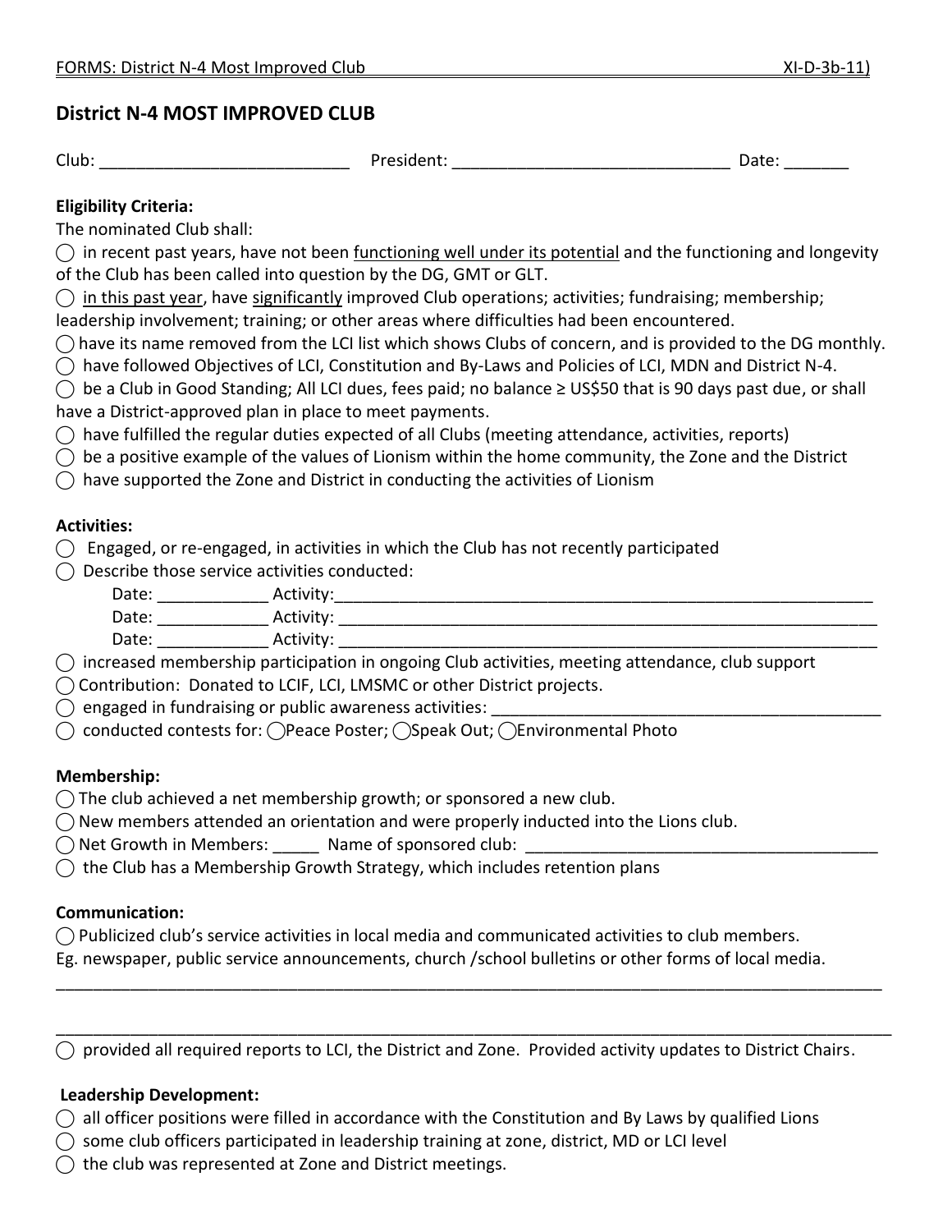# District N-4 MOST IMPROVED CLUB

Club: ___________________________ President: ______________________________ Date: _______

**Eligibility Criteria:**

The nominated Club shall:

◯ in recent past years, have not been functioning well under its potential and the functioning and longevity of the Club has been called into question by the DG, GMT or GLT.

◯ in this past year, have significantly improved Club operations; activities; fundraising; membership; leadership involvement; training; or other areas where difficulties had been encountered.

◯ have its name removed from the LCI list which shows Clubs of concern, and is provided to the DG monthly.

◯ have followed Objectives of LCI, Constitution and By-Laws and Policies of LCI, MDN and District N-4.

◯ be a Club in Good Standing; All LCI dues, fees paid; no balance ≥ US$50 that is 90 days past due, or shall have a District-approved plan in place to meet payments.

◯ have fulfilled the regular duties expected of all Clubs (meeting attendance, activities, reports)

◯ be a positive example of the values of Lionism within the home community, the Zone and the District

◯ have supported the Zone and District in conducting the activities of Lionism

**Activities:**

◯ Engaged, or re-engaged, in activities in which the Club has not recently participated

◯ Describe those service activities conducted:

Date: ____________ Activity:______________________________________________________________

Date: ____________ Activity: ______________________________________________________________

Date: ____________ Activity: ______________________________________________________________

◯ increased membership participation in ongoing Club activities, meeting attendance, club support

◯ Contribution: Donated to LCIF, LCI, LMSMC or other District projects.

◯ engaged in fundraising or public awareness activities: ____________________________________________

◯ conducted contests for: ◯Peace Poster; ◯Speak Out; ◯Environmental Photo

**Membership:**

◯ The club achieved a net membership growth; or sponsored a new club.

◯ New members attended an orientation and were properly inducted into the Lions club.

◯ Net Growth in Members: _____ Name of sponsored club: ______________________________________

◯ the Club has a Membership Growth Strategy, which includes retention plans

**Communication:**

◯ Publicized club's service activities in local media and communicated activities to club members. Eg. newspaper, public service announcements, church /school bulletins or other forms of local media.

_____________________________________________________________________________________________

_____________________________________________________________________________________________

◯ provided all required reports to LCI, the District and Zone. Provided activity updates to District Chairs.

**Leadership Development:**

◯ all officer positions were filled in accordance with the Constitution and By Laws by qualified Lions

◯ some club officers participated in leadership training at zone, district, MD or LCI level

◯ the club was represented at Zone and District meetings.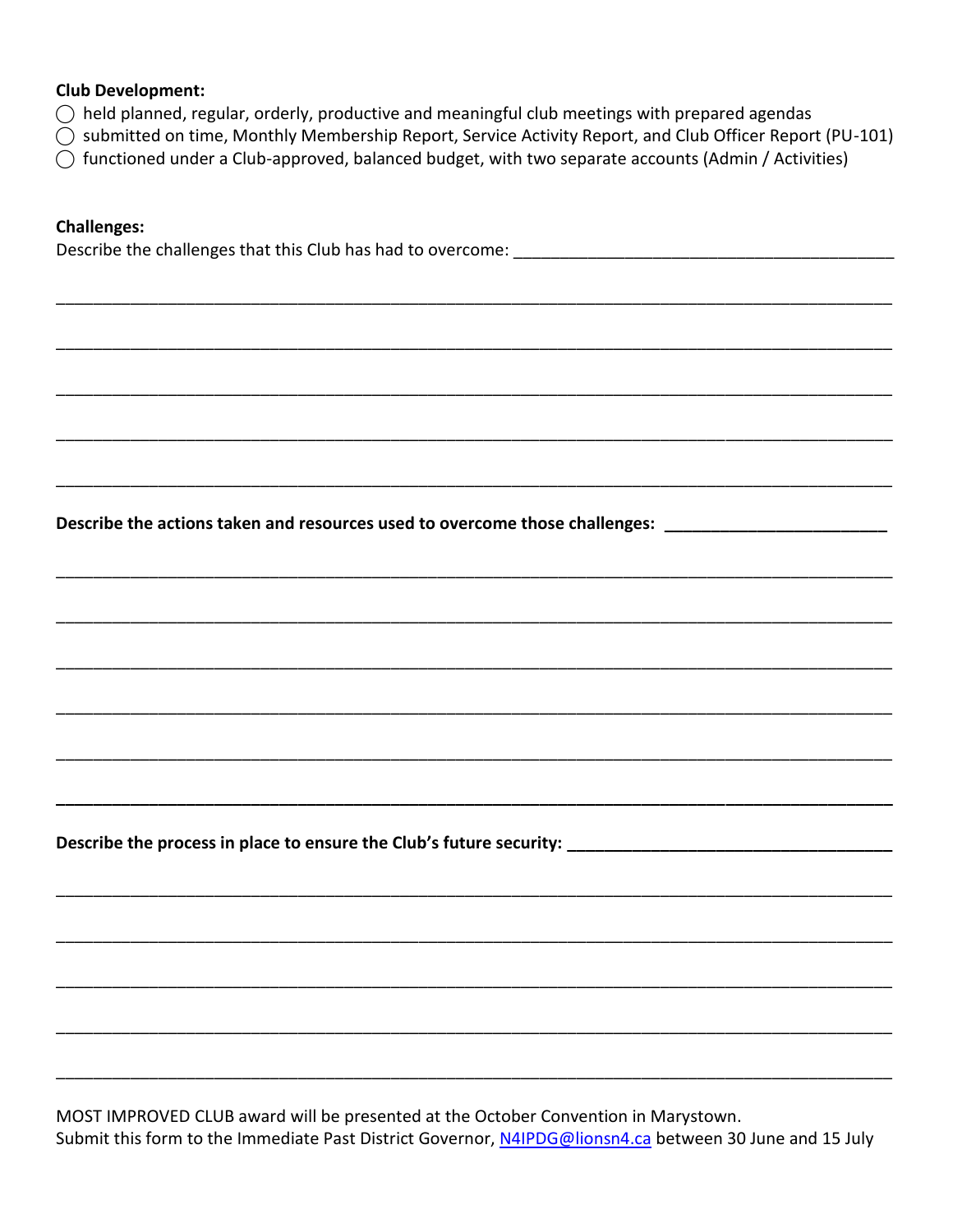**Club Development:**

◯ held planned, regular, orderly, productive and meaningful club meetings with prepared agendas
◯ submitted on time, Monthly Membership Report, Service Activity Report, and Club Officer Report (PU-101)
◯ functioned under a Club-approved, balanced budget, with two separate accounts (Admin / Activities)

**Challenges:**

Describe the challenges that this Club has had to overcome: ________________________________________

______________________________________________________________________________________

______________________________________________________________________________________

______________________________________________________________________________________

______________________________________________________________________________________

______________________________________________________________________________________

**Describe the actions taken and resources used to overcome those challenges: ________________________**

______________________________________________________________________________________

______________________________________________________________________________________

______________________________________________________________________________________

______________________________________________________________________________________

______________________________________________________________________________________

______________________________________________________________________________________

**Describe the process in place to ensure the Club's future security: ___________________________________**

______________________________________________________________________________________

______________________________________________________________________________________

______________________________________________________________________________________

______________________________________________________________________________________

______________________________________________________________________________________

MOST IMPROVED CLUB award will be presented at the October Convention in Marystown.
Submit this form to the Immediate Past District Governor, N4IPDG@lionsn4.ca between 30 June and 15 July